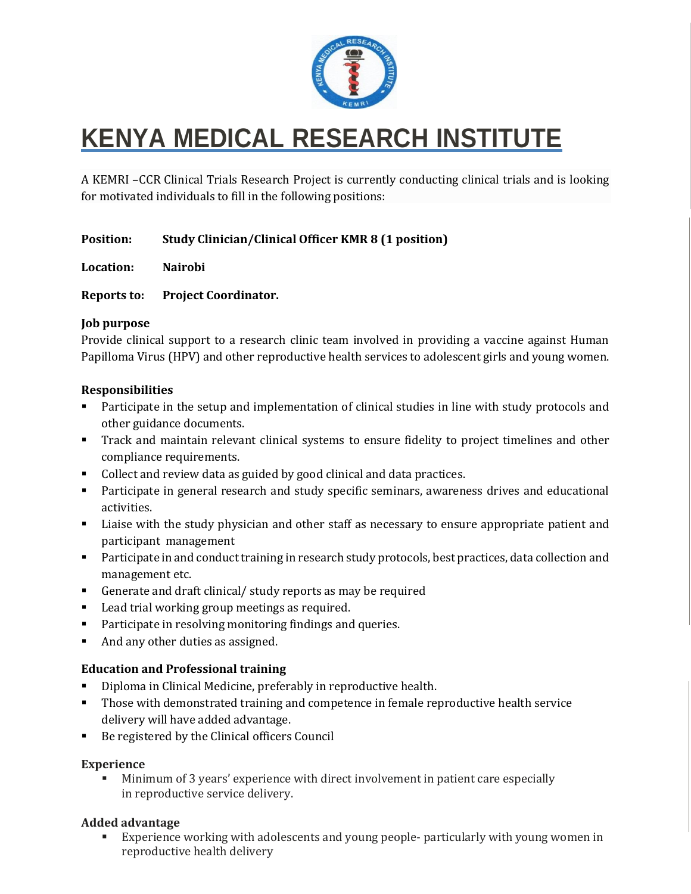# KENYA MEDICAL RESEARCH INSTITUTE

A KEMRI –CCR Clinical Trials Research Project is currently conducting clinical trials and is looking for motivated individuals to fill in the following positions:

**Position:** **Study Clinician/Clinical Officer KMR 8 (1 position)**

**Location:** **Nairobi**

**Reports to:** **Project Coordinator.**

**Job purpose**

Provide clinical support to a research clinic team involved in providing a vaccine against Human Papilloma Virus (HPV) and other reproductive health services to adolescent girls and young women.

**Responsibilities**

- Participate in the setup and implementation of clinical studies in line with study protocols and other guidance documents.
- Track and maintain relevant clinical systems to ensure fidelity to project timelines and other compliance requirements.
- Collect and review data as guided by good clinical and data practices.
- Participate in general research and study specific seminars, awareness drives and educational activities.
- Liaise with the study physician and other staff as necessary to ensure appropriate patient and participant management
- Participate in and conduct training in research study protocols, best practices, data collection and management etc.
- Generate and draft clinical/ study reports as may be required
- Lead trial working group meetings as required.
- Participate in resolving monitoring findings and queries.
- And any other duties as assigned.

**Education and Professional training**

- Diploma in Clinical Medicine, preferably in reproductive health.
- Those with demonstrated training and competence in female reproductive health service delivery will have added advantage.
- Be registered by the Clinical officers Council

**Experience**

- Minimum of 3 years' experience with direct involvement in patient care especially in reproductive service delivery.

**Added advantage**

- Experience working with adolescents and young people- particularly with young women in reproductive health delivery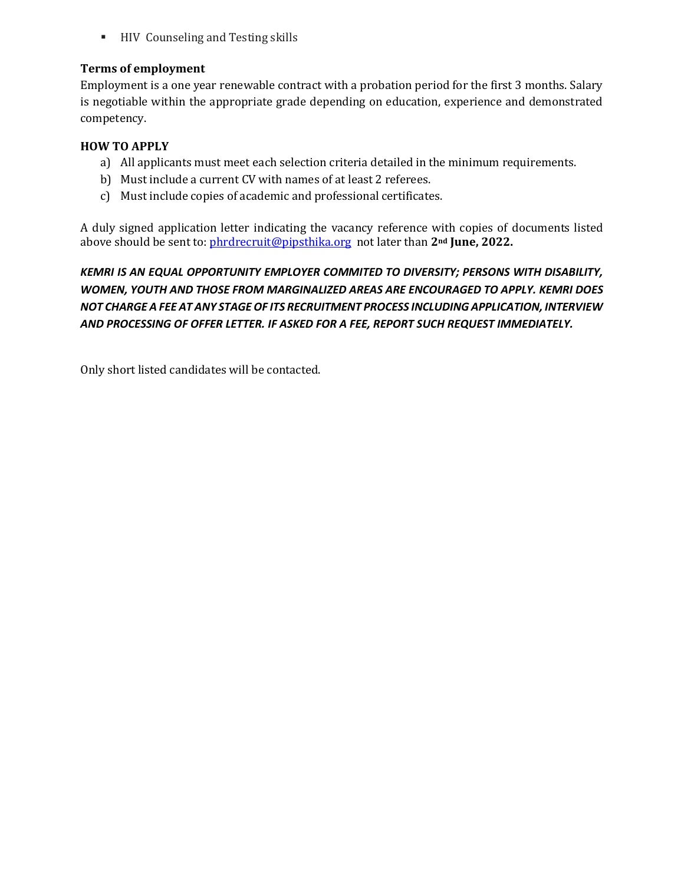- HIV Counseling and Testing skills

**Terms of employment**

Employment is a one year renewable contract with a probation period for the first 3 months. Salary is negotiable within the appropriate grade depending on education, experience and demonstrated competency.

**HOW TO APPLY**

a) All applicants must meet each selection criteria detailed in the minimum requirements.
b) Must include a current CV with names of at least 2 referees.
c) Must include copies of academic and professional certificates.

A duly signed application letter indicating the vacancy reference with copies of documents listed above should be sent to: phrdrecruit@pipsthika.org not later than **2nd June, 2022.**

***KEMRI IS AN EQUAL OPPORTUNITY EMPLOYER COMMITED TO DIVERSITY; PERSONS WITH DISABILITY, WOMEN, YOUTH AND THOSE FROM MARGINALIZED AREAS ARE ENCOURAGED TO APPLY. KEMRI DOES NOT CHARGE A FEE AT ANY STAGE OF ITS RECRUITMENT PROCESS INCLUDING APPLICATION, INTERVIEW AND PROCESSING OF OFFER LETTER. IF ASKED FOR A FEE, REPORT SUCH REQUEST IMMEDIATELY.***

Only short listed candidates will be contacted.